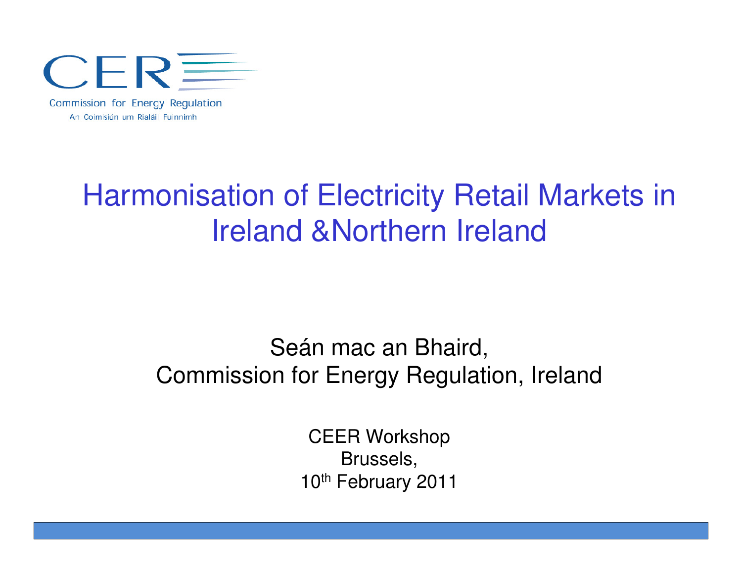CER

Commission for Energy Regulation

An Coimisiún um Rialáil Fuinnimh

# Harmonisation of Electricity Retail Markets in Ireland &Northern Ireland

Seán mac an Bhaird,
Commission for Energy Regulation, Ireland

CEER Workshop
Brussels,
10th February 2011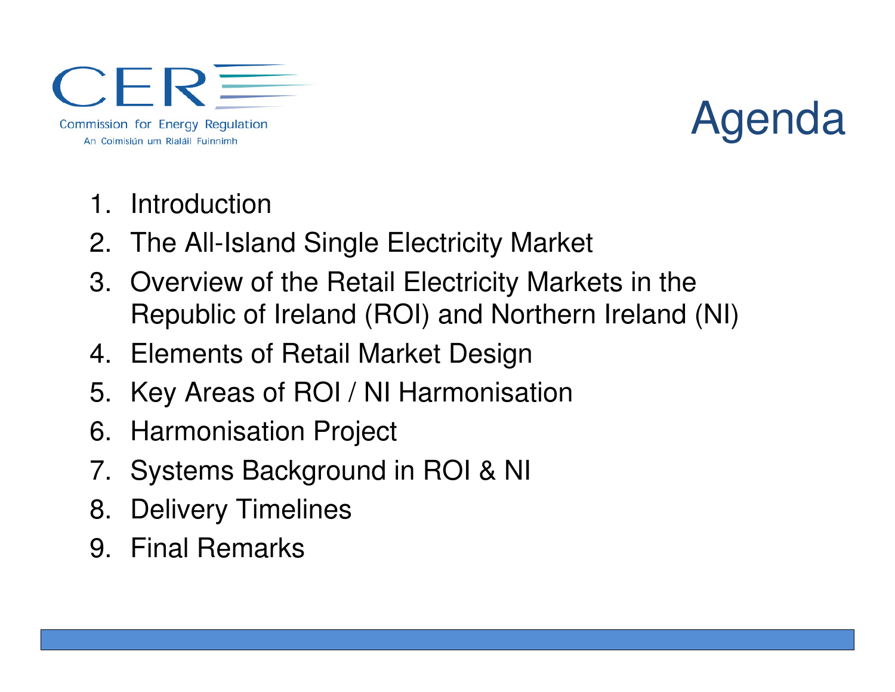CER

Commission for Energy Regulation

An Coimisiún um Rialáil Fuinnimh

# Agenda

1. Introduction
2. The All-Island Single Electricity Market
3. Overview of the Retail Electricity Markets in the Republic of Ireland (ROI) and Northern Ireland (NI)
4. Elements of Retail Market Design
5. Key Areas of ROI / NI Harmonisation
6. Harmonisation Project
7. Systems Background in ROI & NI
8. Delivery Timelines
9. Final Remarks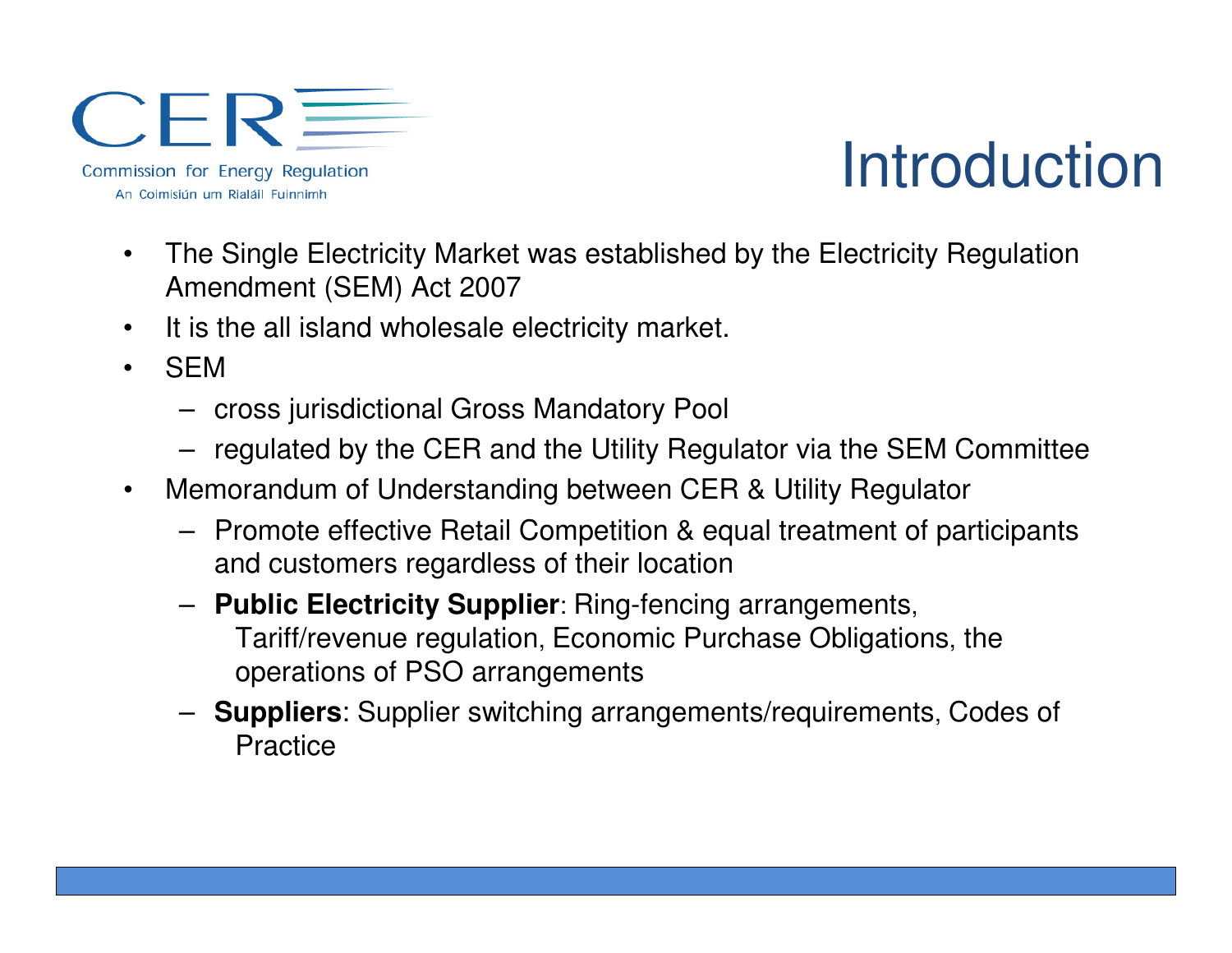# Introduction

- The Single Electricity Market was established by the Electricity Regulation Amendment (SEM) Act 2007
- It is the all island wholesale electricity market.
- SEM
  - cross jurisdictional Gross Mandatory Pool
  - regulated by the CER and the Utility Regulator via the SEM Committee
- Memorandum of Understanding between CER & Utility Regulator
  - Promote effective Retail Competition & equal treatment of participants and customers regardless of their location
  - **Public Electricity Supplier**: Ring-fencing arrangements, Tariff/revenue regulation, Economic Purchase Obligations, the operations of PSO arrangements
  - **Suppliers**: Supplier switching arrangements/requirements, Codes of Practice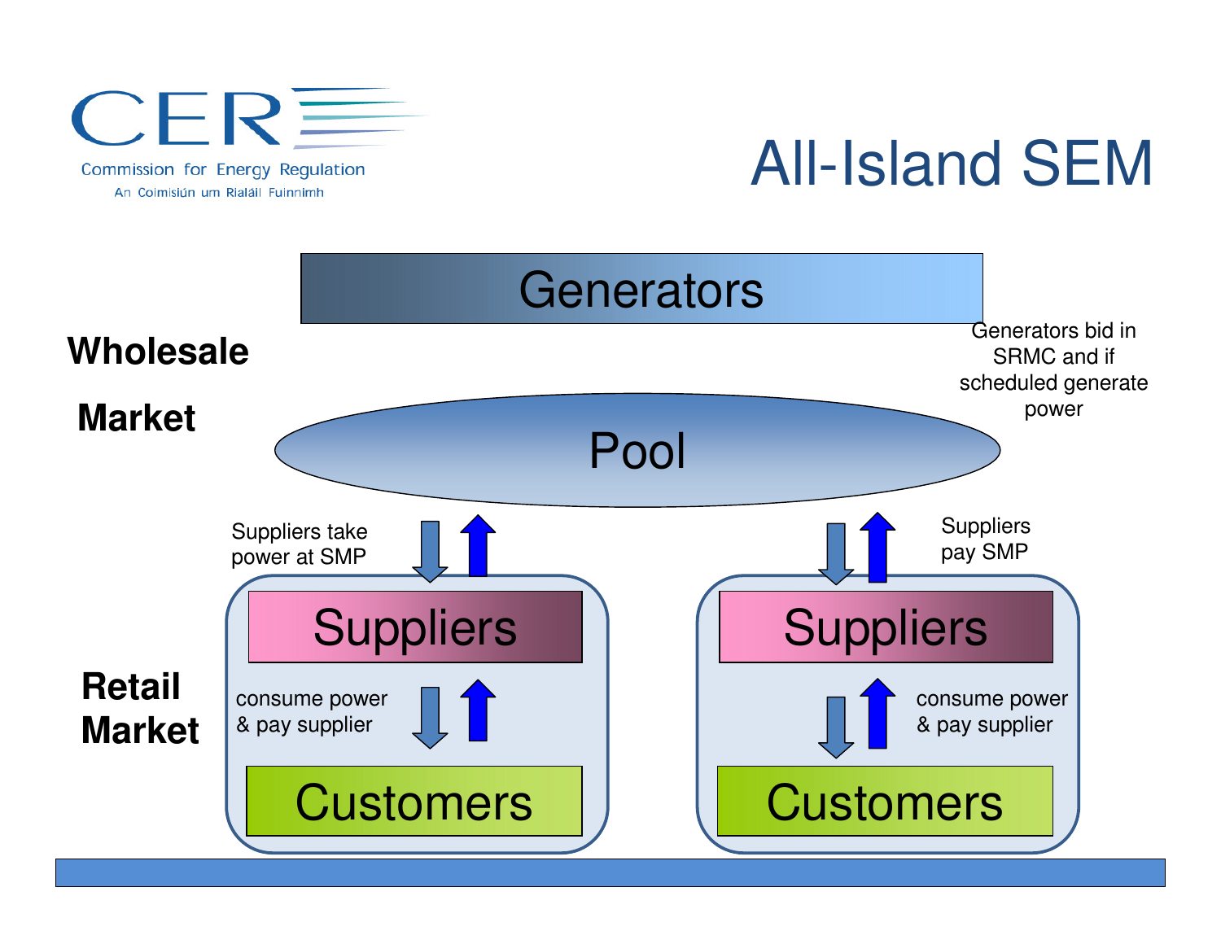# All-Island SEM

Commission for Energy Regulation
An Coimisiún um Rialáil Fuinnimh

**Wholesale Market**

Generators

Generators bid in SRMC and if scheduled generate power

Pool

Suppliers take power at SMP

Suppliers pay SMP

**Retail Market**

Suppliers

consume power & pay supplier

Customers

Suppliers

consume power & pay supplier

Customers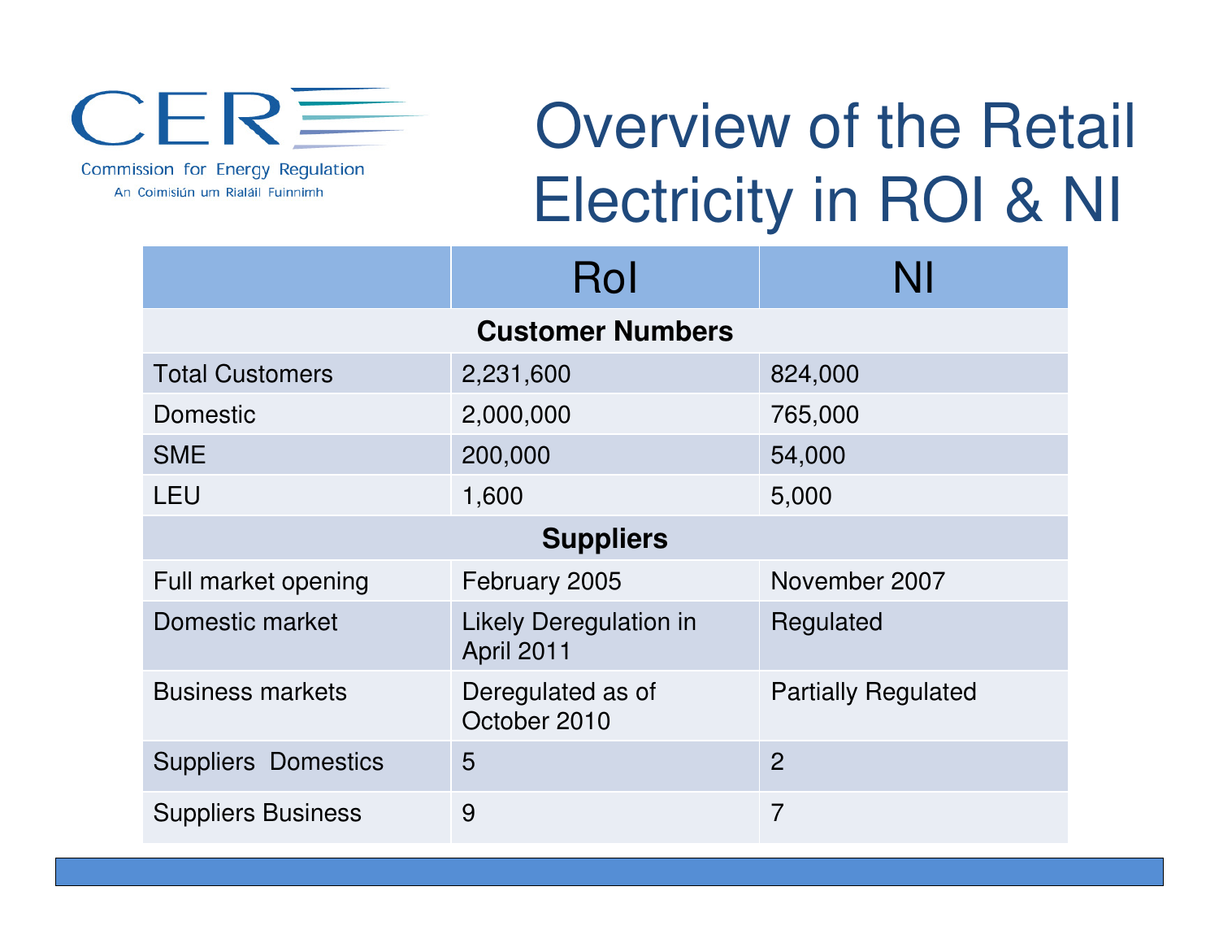# Overview of the Retail Electricity in ROI & NI

| | RoI | NI |
|---|---|---|
| **Customer Numbers** | | |
| Total Customers | 2,231,600 | 824,000 |
| Domestic | 2,000,000 | 765,000 |
| SME | 200,000 | 54,000 |
| LEU | 1,600 | 5,000 |
| **Suppliers** | | |
| Full market opening | February 2005 | November 2007 |
| Domestic market | Likely Deregulation in April 2011 | Regulated |
| Business markets | Deregulated as of October 2010 | Partially Regulated |
| Suppliers Domestics | 5 | 2 |
| Suppliers Business | 9 | 7 |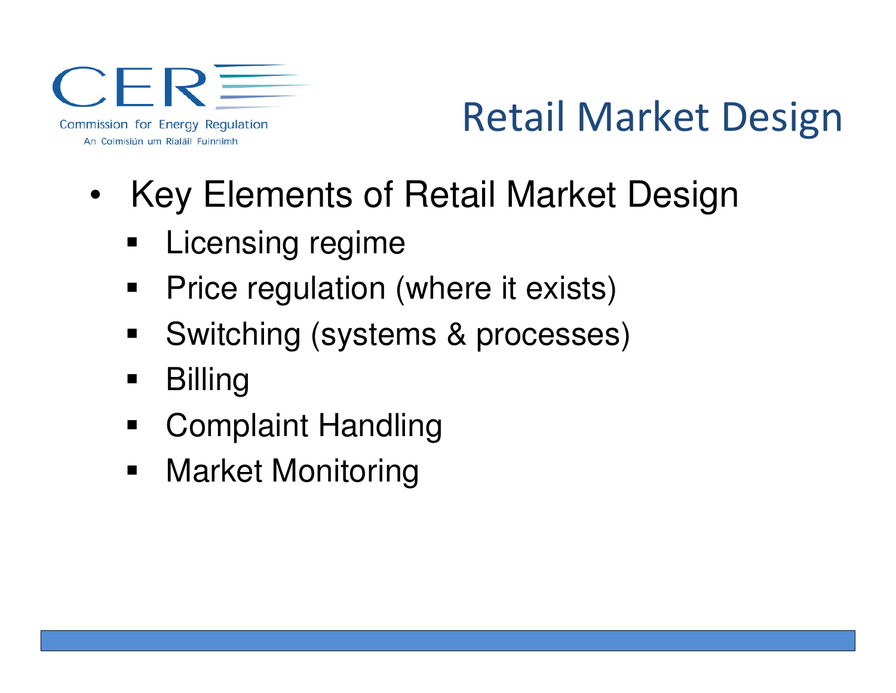# Retail Market Design

- Key Elements of Retail Market Design
  - Licensing regime
  - Price regulation (where it exists)
  - Switching (systems & processes)
  - Billing
  - Complaint Handling
  - Market Monitoring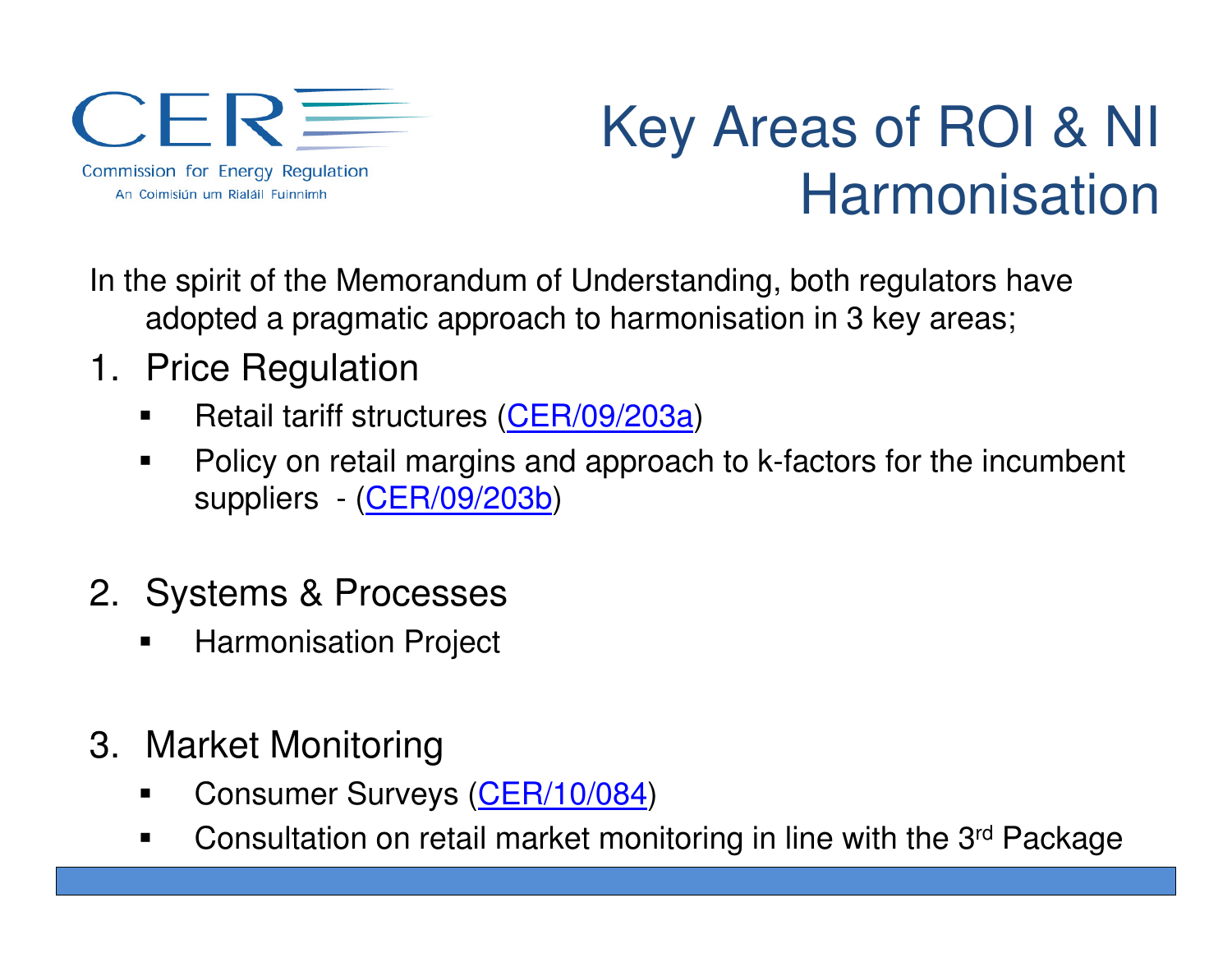Commission for Energy Regulation

An Coimisiún um Rialáil Fuinnimh

# Key Areas of ROI & NI Harmonisation

In the spirit of the Memorandum of Understanding, both regulators have adopted a pragmatic approach to harmonisation in 3 key areas;

1. Price Regulation
   - Retail tariff structures (CER/09/203a)
   - Policy on retail margins and approach to k-factors for the incumbent suppliers - (CER/09/203b)

2. Systems & Processes
   - Harmonisation Project

3. Market Monitoring
   - Consumer Surveys (CER/10/084)
   - Consultation on retail market monitoring in line with the 3rd Package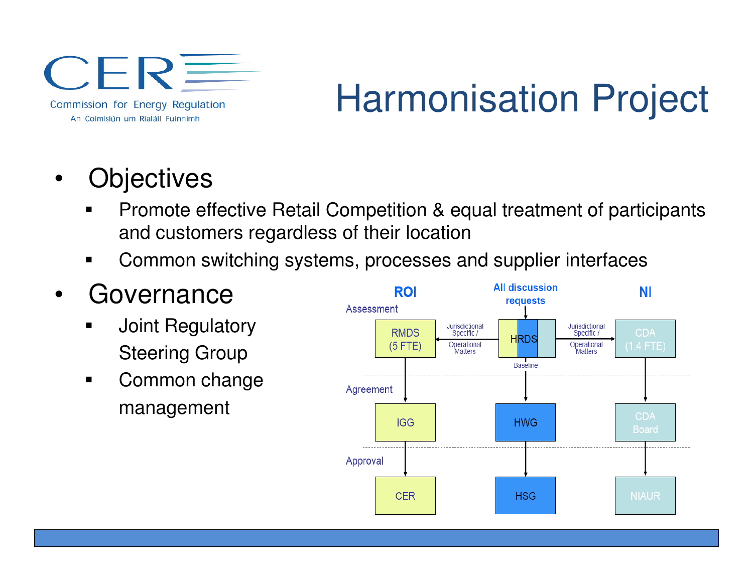# Harmonisation Project

- Objectives
  - Promote effective Retail Competition & equal treatment of participants and customers regardless of their location
  - Common switching systems, processes and supplier interfaces
- Governance
  - Joint Regulatory Steering Group
  - Common change management

| | ROI | All discussion requests | NI |
|---|---|---|---|
| Assessment | RMDS (5 FTE) | HRDS | CDA (1.4 FTE) |
| Agreement | IGG | HWG | CDA Board |
| Approval | CER | HSG | NIAUR |

HRDS → RMDS: Jurisdictional Specific / Operational Matters

HRDS → CDA: Jurisdictional Specific / Operational Matters

HRDS → HWG: Baseline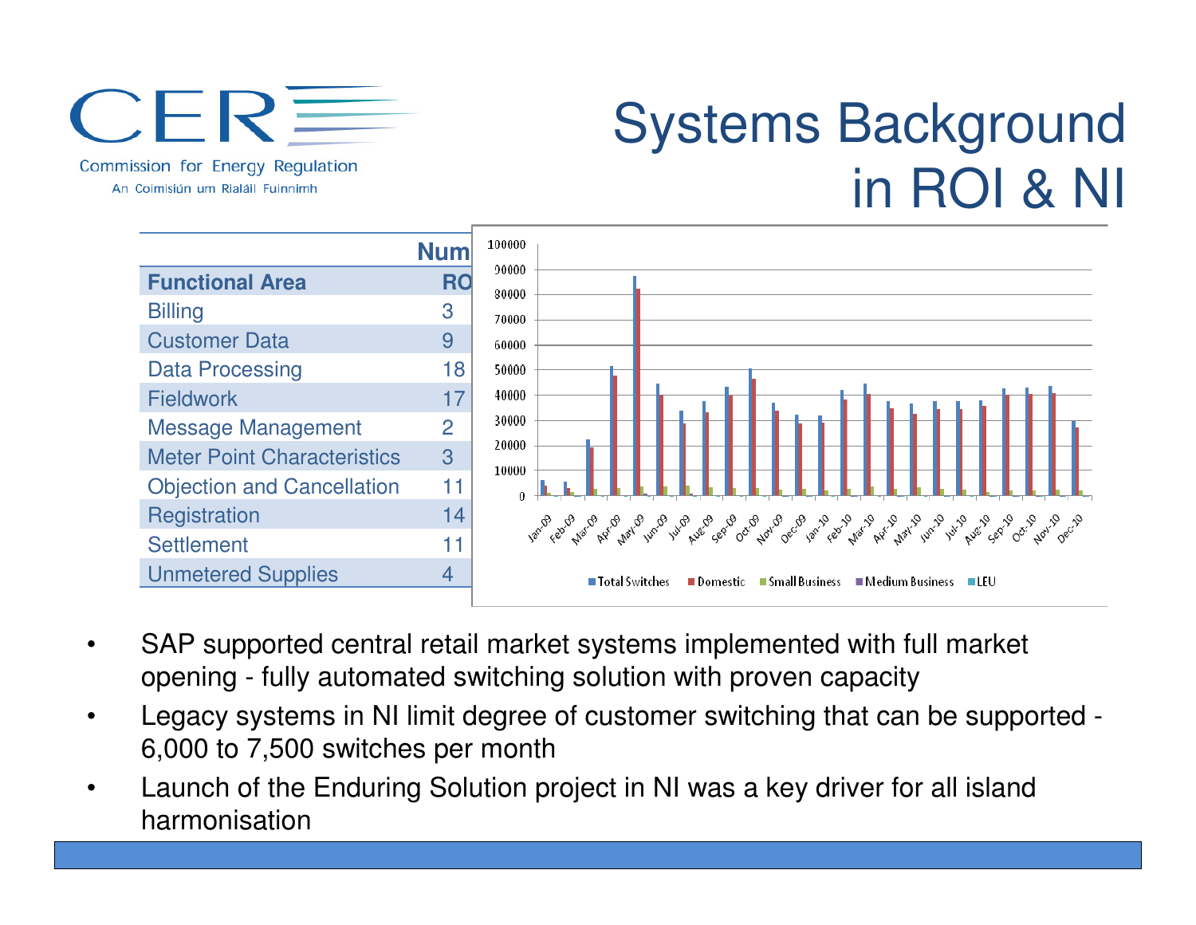# Systems Background in ROI & NI

| Functional Area | Num RO |
|---|---|
| Billing | 3 |
| Customer Data | 9 |
| Data Processing | 18 |
| Fieldwork | 17 |
| Message Management | 2 |
| Meter Point Characteristics | 3 |
| Objection and Cancellation | 11 |
| Registration | 14 |
| Settlement | 11 |
| Unmetered Supplies | 4 |

- SAP supported central retail market systems implemented with full market opening - fully automated switching solution with proven capacity
- Legacy systems in NI limit degree of customer switching that can be supported - 6,000 to 7,500 switches per month
- Launch of the Enduring Solution project in NI was a key driver for all island harmonisation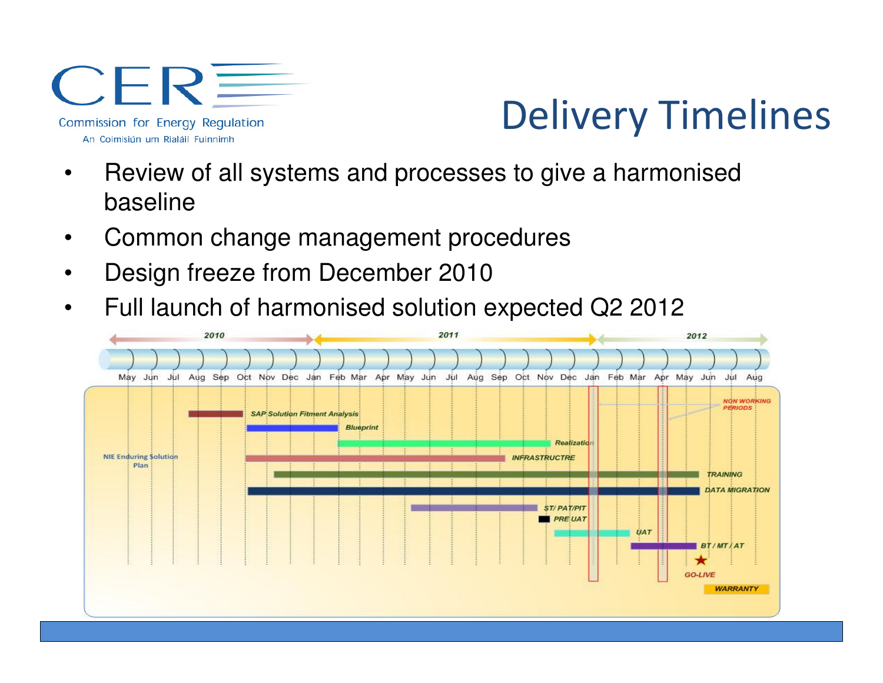# Delivery Timelines

- Review of all systems and processes to give a harmonised baseline
- Common change management procedures
- Design freeze from December 2010
- Full launch of harmonised solution expected Q2 2012

2010 | 2011 | 2012

May Jun Jul Aug Sep Oct Nov Dec Jan Feb Mar Apr May Jun Jul Aug Sep Oct Nov Dec Jan Feb Mar Apr May Jun Jul Aug

NIE Enduring Solution Plan

- SAP Solution Fitment Analysis
- Blueprint
- Realization
- INFRASTRUCTRE
- TRAINING
- DATA MIGRATION
- ST/ PAT/PIT
- PRE UAT
- UAT
- BT / MT / AT
- GO-LIVE
- WARRANTY

NON WORKING PERIODS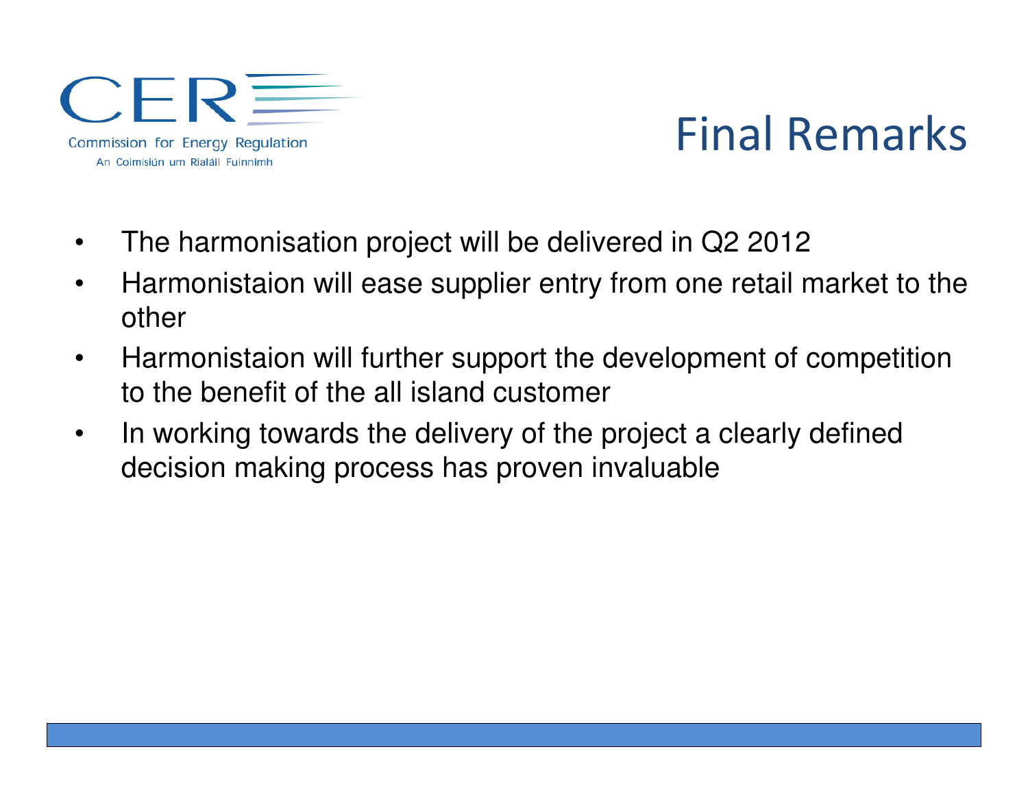# Final Remarks

- The harmonisation project will be delivered in Q2 2012
- Harmonistaion will ease supplier entry from one retail market to the other
- Harmonistaion will further support the development of competition to the benefit of the all island customer
- In working towards the delivery of the project a clearly defined decision making process has proven invaluable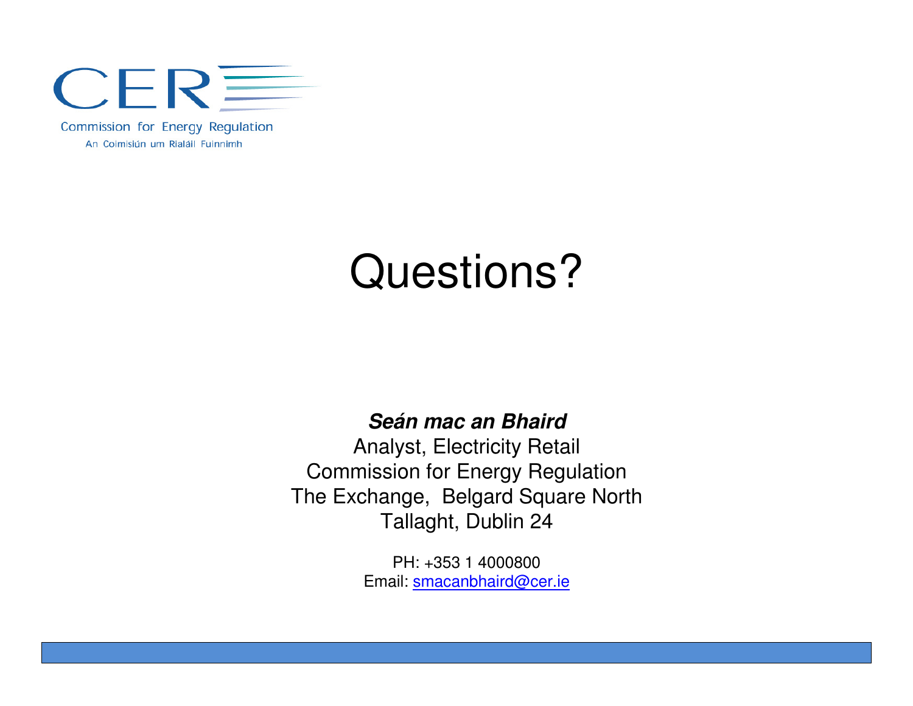Commission for Energy Regulation

An Coimisiún um Rialáil Fuinnimh

# Questions?

***Seán mac an Bhaird***

Analyst, Electricity Retail
Commission for Energy Regulation
The Exchange, Belgard Square North
Tallaght, Dublin 24

PH: +353 1 4000800
Email: smacanbhaird@cer.ie